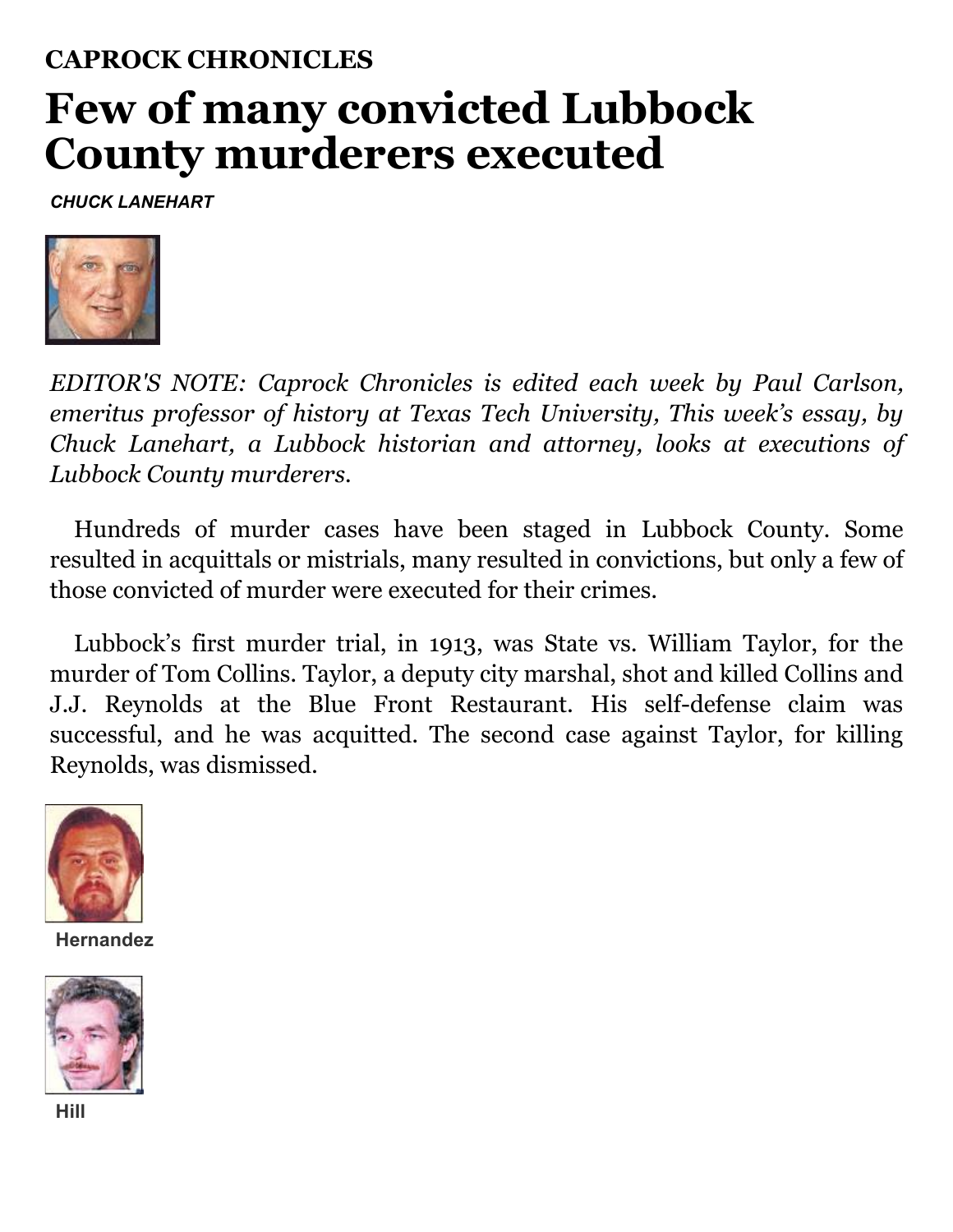**CAPROCK CHRONICLES**

# Few of many convicted Lubbock County murderers executed

***CHUCK LANEHART***

*EDITOR'S NOTE: Caprock Chronicles is edited each week by Paul Carlson, emeritus professor of history at Texas Tech University, This week's essay, by Chuck Lanehart, a Lubbock historian and attorney, looks at executions of Lubbock County murderers.*

Hundreds of murder cases have been staged in Lubbock County. Some resulted in acquittals or mistrials, many resulted in convictions, but only a few of those convicted of murder were executed for their crimes.

Lubbock's first murder trial, in 1913, was State vs. William Taylor, for the murder of Tom Collins. Taylor, a deputy city marshal, shot and killed Collins and J.J. Reynolds at the Blue Front Restaurant. His self-defense claim was successful, and he was acquitted. The second case against Taylor, for killing Reynolds, was dismissed.

Hernandez

Hill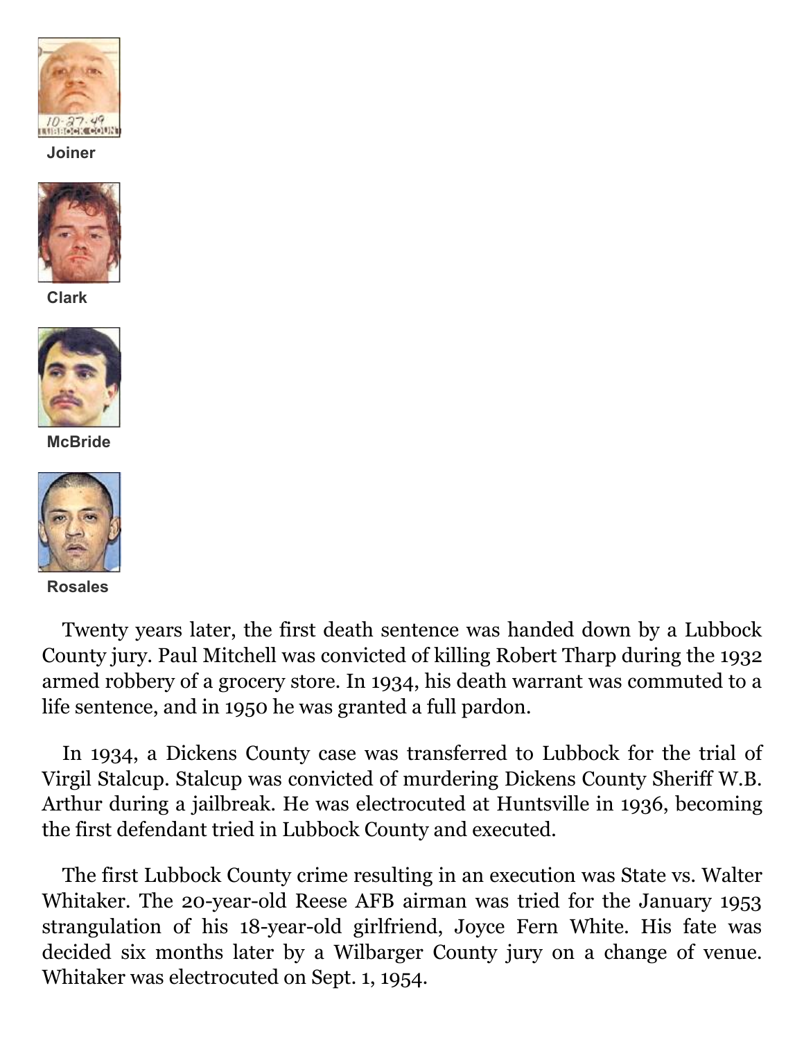Joiner

Clark

McBride

Rosales

Twenty years later, the first death sentence was handed down by a Lubbock County jury. Paul Mitchell was convicted of killing Robert Tharp during the 1932 armed robbery of a grocery store. In 1934, his death warrant was commuted to a life sentence, and in 1950 he was granted a full pardon.

In 1934, a Dickens County case was transferred to Lubbock for the trial of Virgil Stalcup. Stalcup was convicted of murdering Dickens County Sheriff W.B. Arthur during a jailbreak. He was electrocuted at Huntsville in 1936, becoming the first defendant tried in Lubbock County and executed.

The first Lubbock County crime resulting in an execution was State vs. Walter Whitaker. The 20-year-old Reese AFB airman was tried for the January 1953 strangulation of his 18-year-old girlfriend, Joyce Fern White. His fate was decided six months later by a Wilbarger County jury on a change of venue. Whitaker was electrocuted on Sept. 1, 1954.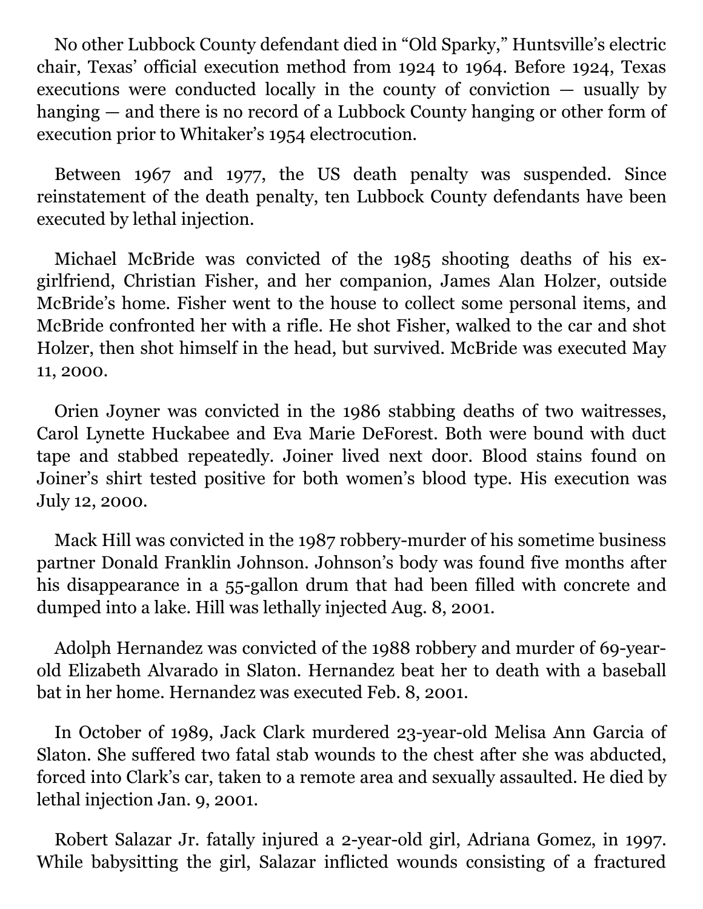No other Lubbock County defendant died in "Old Sparky," Huntsville's electric chair, Texas' official execution method from 1924 to 1964. Before 1924, Texas executions were conducted locally in the county of conviction — usually by hanging — and there is no record of a Lubbock County hanging or other form of execution prior to Whitaker's 1954 electrocution.

Between 1967 and 1977, the US death penalty was suspended. Since reinstatement of the death penalty, ten Lubbock County defendants have been executed by lethal injection.

Michael McBride was convicted of the 1985 shooting deaths of his ex-girlfriend, Christian Fisher, and her companion, James Alan Holzer, outside McBride's home. Fisher went to the house to collect some personal items, and McBride confronted her with a rifle. He shot Fisher, walked to the car and shot Holzer, then shot himself in the head, but survived. McBride was executed May 11, 2000.

Orien Joyner was convicted in the 1986 stabbing deaths of two waitresses, Carol Lynette Huckabee and Eva Marie DeForest. Both were bound with duct tape and stabbed repeatedly. Joiner lived next door. Blood stains found on Joiner's shirt tested positive for both women's blood type. His execution was July 12, 2000.

Mack Hill was convicted in the 1987 robbery-murder of his sometime business partner Donald Franklin Johnson. Johnson's body was found five months after his disappearance in a 55-gallon drum that had been filled with concrete and dumped into a lake. Hill was lethally injected Aug. 8, 2001.

Adolph Hernandez was convicted of the 1988 robbery and murder of 69-year-old Elizabeth Alvarado in Slaton. Hernandez beat her to death with a baseball bat in her home. Hernandez was executed Feb. 8, 2001.

In October of 1989, Jack Clark murdered 23-year-old Melisa Ann Garcia of Slaton. She suffered two fatal stab wounds to the chest after she was abducted, forced into Clark's car, taken to a remote area and sexually assaulted. He died by lethal injection Jan. 9, 2001.

Robert Salazar Jr. fatally injured a 2-year-old girl, Adriana Gomez, in 1997. While babysitting the girl, Salazar inflicted wounds consisting of a fractured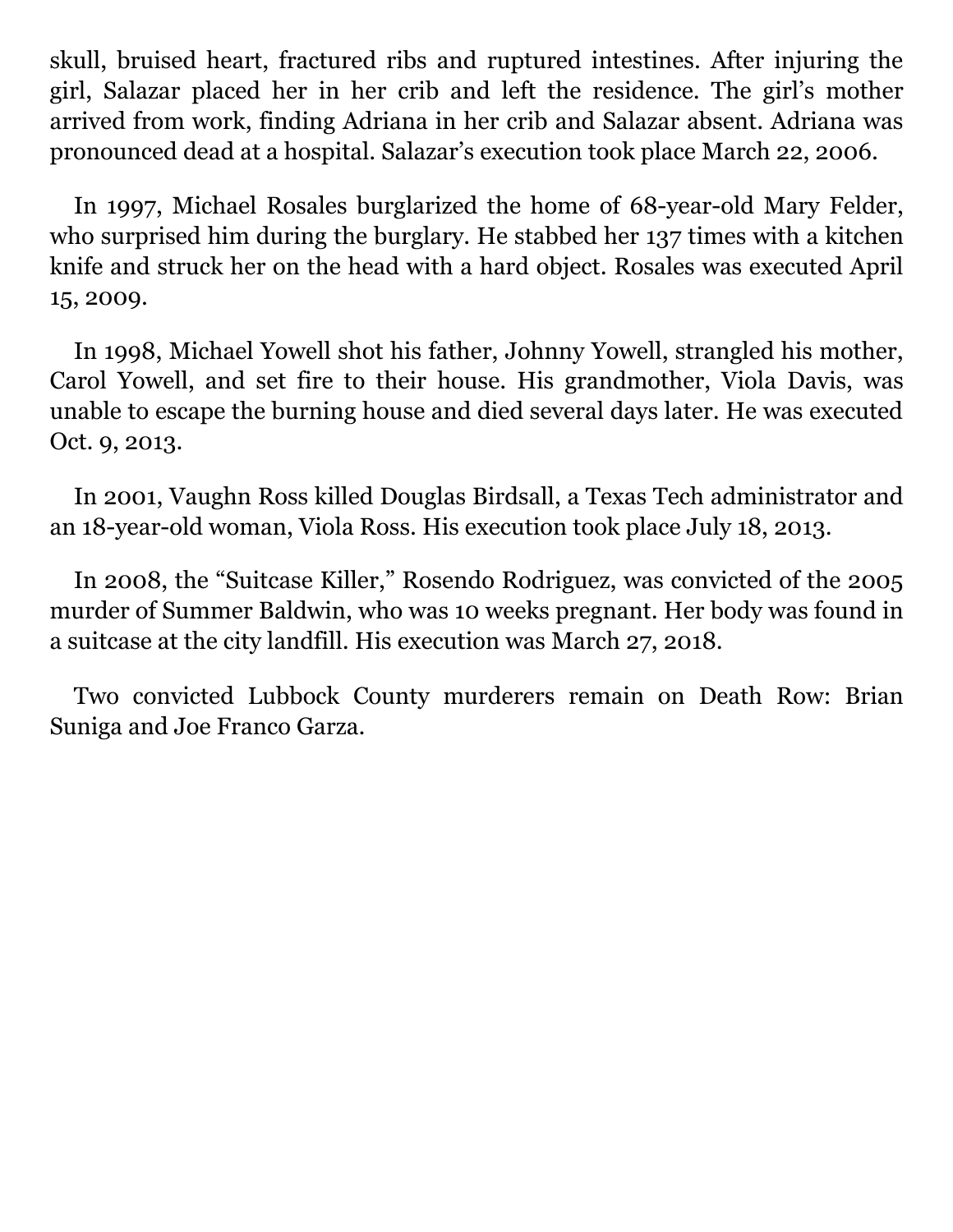skull, bruised heart, fractured ribs and ruptured intestines. After injuring the girl, Salazar placed her in her crib and left the residence. The girl's mother arrived from work, finding Adriana in her crib and Salazar absent. Adriana was pronounced dead at a hospital. Salazar's execution took place March 22, 2006.

In 1997, Michael Rosales burglarized the home of 68-year-old Mary Felder, who surprised him during the burglary. He stabbed her 137 times with a kitchen knife and struck her on the head with a hard object. Rosales was executed April 15, 2009.

In 1998, Michael Yowell shot his father, Johnny Yowell, strangled his mother, Carol Yowell, and set fire to their house. His grandmother, Viola Davis, was unable to escape the burning house and died several days later. He was executed Oct. 9, 2013.

In 2001, Vaughn Ross killed Douglas Birdsall, a Texas Tech administrator and an 18-year-old woman, Viola Ross. His execution took place July 18, 2013.

In 2008, the "Suitcase Killer," Rosendo Rodriguez, was convicted of the 2005 murder of Summer Baldwin, who was 10 weeks pregnant. Her body was found in a suitcase at the city landfill. His execution was March 27, 2018.

Two convicted Lubbock County murderers remain on Death Row: Brian Suniga and Joe Franco Garza.